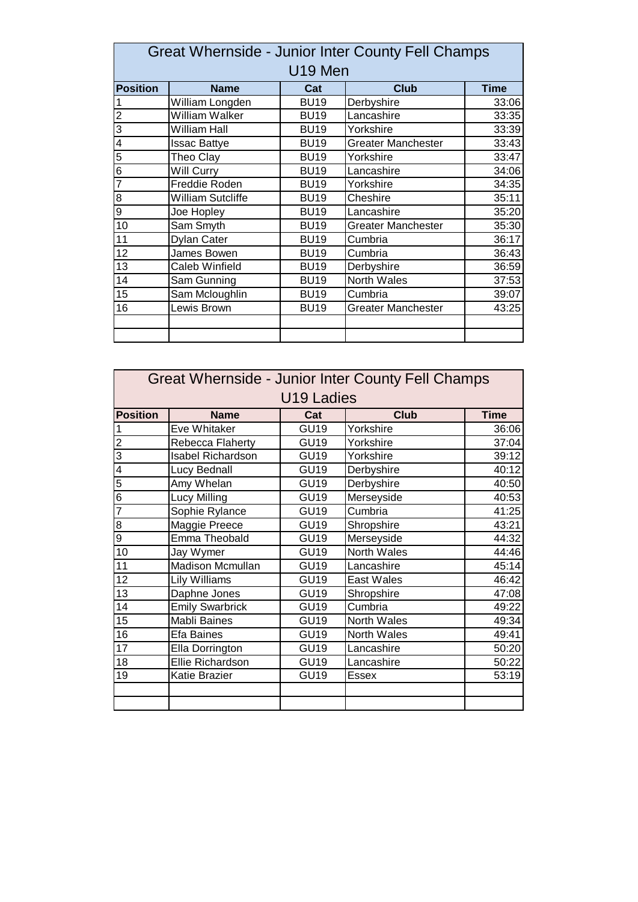## Great Whernside - Junior Inter County Fell Champs

### U19 Men

| Position | Name | Cat | Club | Time |
|---|---|---|---|---|
| 1 | William Longden | BU19 | Derbyshire | 33:06 |
| 2 | William Walker | BU19 | Lancashire | 33:35 |
| 3 | William Hall | BU19 | Yorkshire | 33:39 |
| 4 | Issac Battye | BU19 | Greater Manchester | 33:43 |
| 5 | Theo Clay | BU19 | Yorkshire | 33:47 |
| 6 | Will Curry | BU19 | Lancashire | 34:06 |
| 7 | Freddie Roden | BU19 | Yorkshire | 34:35 |
| 8 | William Sutcliffe | BU19 | Cheshire | 35:11 |
| 9 | Joe Hopley | BU19 | Lancashire | 35:20 |
| 10 | Sam Smyth | BU19 | Greater Manchester | 35:30 |
| 11 | Dylan Cater | BU19 | Cumbria | 36:17 |
| 12 | James Bowen | BU19 | Cumbria | 36:43 |
| 13 | Caleb Winfield | BU19 | Derbyshire | 36:59 |
| 14 | Sam Gunning | BU19 | North Wales | 37:53 |
| 15 | Sam Mcloughlin | BU19 | Cumbria | 39:07 |
| 16 | Lewis Brown | BU19 | Greater Manchester | 43:25 |
| | | | | |
| | | | | |

## Great Whernside - Junior Inter County Fell Champs

### U19 Ladies

| Position | Name | Cat | Club | Time |
|---|---|---|---|---|
| 1 | Eve Whitaker | GU19 | Yorkshire | 36:06 |
| 2 | Rebecca Flaherty | GU19 | Yorkshire | 37:04 |
| 3 | Isabel Richardson | GU19 | Yorkshire | 39:12 |
| 4 | Lucy Bednall | GU19 | Derbyshire | 40:12 |
| 5 | Amy Whelan | GU19 | Derbyshire | 40:50 |
| 6 | Lucy Milling | GU19 | Merseyside | 40:53 |
| 7 | Sophie Rylance | GU19 | Cumbria | 41:25 |
| 8 | Maggie Preece | GU19 | Shropshire | 43:21 |
| 9 | Emma Theobald | GU19 | Merseyside | 44:32 |
| 10 | Jay Wymer | GU19 | North Wales | 44:46 |
| 11 | Madison Mcmullan | GU19 | Lancashire | 45:14 |
| 12 | Lily Williams | GU19 | East Wales | 46:42 |
| 13 | Daphne Jones | GU19 | Shropshire | 47:08 |
| 14 | Emily Swarbrick | GU19 | Cumbria | 49:22 |
| 15 | Mabli Baines | GU19 | North Wales | 49:34 |
| 16 | Efa Baines | GU19 | North Wales | 49:41 |
| 17 | Ella Dorrington | GU19 | Lancashire | 50:20 |
| 18 | Ellie Richardson | GU19 | Lancashire | 50:22 |
| 19 | Katie Brazier | GU19 | Essex | 53:19 |
| | | | | |
| | | | | |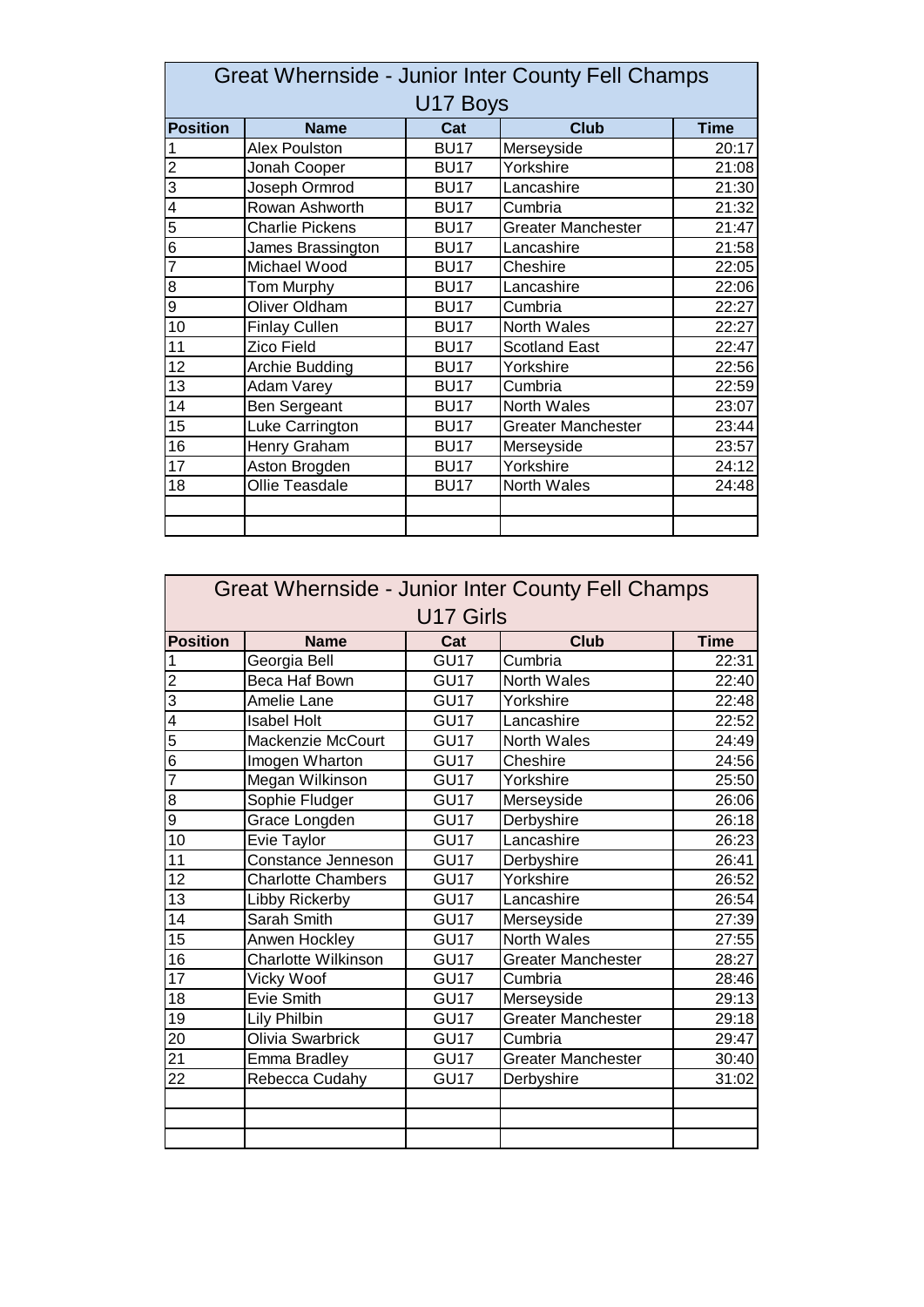## Great Whernside - Junior Inter County Fell Champs

### U17 Boys

| Position | Name | Cat | Club | Time |
|---|---|---|---|---|
| 1 | Alex Poulston | BU17 | Merseyside | 20:17 |
| 2 | Jonah Cooper | BU17 | Yorkshire | 21:08 |
| 3 | Joseph Ormrod | BU17 | Lancashire | 21:30 |
| 4 | Rowan Ashworth | BU17 | Cumbria | 21:32 |
| 5 | Charlie Pickens | BU17 | Greater Manchester | 21:47 |
| 6 | James Brassington | BU17 | Lancashire | 21:58 |
| 7 | Michael Wood | BU17 | Cheshire | 22:05 |
| 8 | Tom Murphy | BU17 | Lancashire | 22:06 |
| 9 | Oliver Oldham | BU17 | Cumbria | 22:27 |
| 10 | Finlay Cullen | BU17 | North Wales | 22:27 |
| 11 | Zico Field | BU17 | Scotland East | 22:47 |
| 12 | Archie Budding | BU17 | Yorkshire | 22:56 |
| 13 | Adam Varey | BU17 | Cumbria | 22:59 |
| 14 | Ben Sergeant | BU17 | North Wales | 23:07 |
| 15 | Luke Carrington | BU17 | Greater Manchester | 23:44 |
| 16 | Henry Graham | BU17 | Merseyside | 23:57 |
| 17 | Aston Brogden | BU17 | Yorkshire | 24:12 |
| 18 | Ollie Teasdale | BU17 | North Wales | 24:48 |

## Great Whernside - Junior Inter County Fell Champs

### U17 Girls

| Position | Name | Cat | Club | Time |
|---|---|---|---|---|
| 1 | Georgia Bell | GU17 | Cumbria | 22:31 |
| 2 | Beca Haf Bown | GU17 | North Wales | 22:40 |
| 3 | Amelie Lane | GU17 | Yorkshire | 22:48 |
| 4 | Isabel Holt | GU17 | Lancashire | 22:52 |
| 5 | Mackenzie McCourt | GU17 | North Wales | 24:49 |
| 6 | Imogen Wharton | GU17 | Cheshire | 24:56 |
| 7 | Megan Wilkinson | GU17 | Yorkshire | 25:50 |
| 8 | Sophie Fludger | GU17 | Merseyside | 26:06 |
| 9 | Grace Longden | GU17 | Derbyshire | 26:18 |
| 10 | Evie Taylor | GU17 | Lancashire | 26:23 |
| 11 | Constance Jenneson | GU17 | Derbyshire | 26:41 |
| 12 | Charlotte Chambers | GU17 | Yorkshire | 26:52 |
| 13 | Libby Rickerby | GU17 | Lancashire | 26:54 |
| 14 | Sarah Smith | GU17 | Merseyside | 27:39 |
| 15 | Anwen Hockley | GU17 | North Wales | 27:55 |
| 16 | Charlotte Wilkinson | GU17 | Greater Manchester | 28:27 |
| 17 | Vicky Woof | GU17 | Cumbria | 28:46 |
| 18 | Evie Smith | GU17 | Merseyside | 29:13 |
| 19 | Lily Philbin | GU17 | Greater Manchester | 29:18 |
| 20 | Olivia Swarbrick | GU17 | Cumbria | 29:47 |
| 21 | Emma Bradley | GU17 | Greater Manchester | 30:40 |
| 22 | Rebecca Cudahy | GU17 | Derbyshire | 31:02 |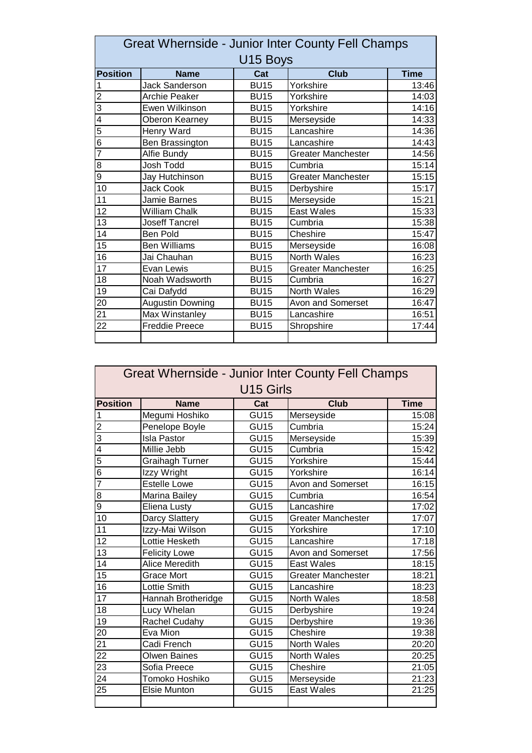## Great Whernside - Junior Inter County Fell Champs

### U15 Boys

| Position | Name | Cat | Club | Time |
|---|---|---|---|---|
| 1 | Jack Sanderson | BU15 | Yorkshire | 13:46 |
| 2 | Archie Peaker | BU15 | Yorkshire | 14:03 |
| 3 | Ewen Wilkinson | BU15 | Yorkshire | 14:16 |
| 4 | Oberon Kearney | BU15 | Merseyside | 14:33 |
| 5 | Henry Ward | BU15 | Lancashire | 14:36 |
| 6 | Ben Brassington | BU15 | Lancashire | 14:43 |
| 7 | Alfie Bundy | BU15 | Greater Manchester | 14:56 |
| 8 | Josh Todd | BU15 | Cumbria | 15:14 |
| 9 | Jay Hutchinson | BU15 | Greater Manchester | 15:15 |
| 10 | Jack Cook | BU15 | Derbyshire | 15:17 |
| 11 | Jamie Barnes | BU15 | Merseyside | 15:21 |
| 12 | William Chalk | BU15 | East Wales | 15:33 |
| 13 | Joseff Tancrel | BU15 | Cumbria | 15:38 |
| 14 | Ben Pold | BU15 | Cheshire | 15:47 |
| 15 | Ben Williams | BU15 | Merseyside | 16:08 |
| 16 | Jai Chauhan | BU15 | North Wales | 16:23 |
| 17 | Evan Lewis | BU15 | Greater Manchester | 16:25 |
| 18 | Noah Wadsworth | BU15 | Cumbria | 16:27 |
| 19 | Cai Dafydd | BU15 | North Wales | 16:29 |
| 20 | Augustin Downing | BU15 | Avon and Somerset | 16:47 |
| 21 | Max Winstanley | BU15 | Lancashire | 16:51 |
| 22 | Freddie Preece | BU15 | Shropshire | 17:44 |

## Great Whernside - Junior Inter County Fell Champs

### U15 Girls

| Position | Name | Cat | Club | Time |
|---|---|---|---|---|
| 1 | Megumi Hoshiko | GU15 | Merseyside | 15:08 |
| 2 | Penelope Boyle | GU15 | Cumbria | 15:24 |
| 3 | Isla Pastor | GU15 | Merseyside | 15:39 |
| 4 | Millie Jebb | GU15 | Cumbria | 15:42 |
| 5 | Graihagh Turner | GU15 | Yorkshire | 15:44 |
| 6 | Izzy Wright | GU15 | Yorkshire | 16:14 |
| 7 | Estelle Lowe | GU15 | Avon and Somerset | 16:15 |
| 8 | Marina Bailey | GU15 | Cumbria | 16:54 |
| 9 | Eliena Lusty | GU15 | Lancashire | 17:02 |
| 10 | Darcy Slattery | GU15 | Greater Manchester | 17:07 |
| 11 | Izzy-Mai Wilson | GU15 | Yorkshire | 17:10 |
| 12 | Lottie Hesketh | GU15 | Lancashire | 17:18 |
| 13 | Felicity Lowe | GU15 | Avon and Somerset | 17:56 |
| 14 | Alice Meredith | GU15 | East Wales | 18:15 |
| 15 | Grace Mort | GU15 | Greater Manchester | 18:21 |
| 16 | Lottie Smith | GU15 | Lancashire | 18:23 |
| 17 | Hannah Brotheridge | GU15 | North Wales | 18:58 |
| 18 | Lucy Whelan | GU15 | Derbyshire | 19:24 |
| 19 | Rachel Cudahy | GU15 | Derbyshire | 19:36 |
| 20 | Eva Mion | GU15 | Cheshire | 19:38 |
| 21 | Cadi French | GU15 | North Wales | 20:20 |
| 22 | Olwen Baines | GU15 | North Wales | 20:25 |
| 23 | Sofia Preece | GU15 | Cheshire | 21:05 |
| 24 | Tomoko Hoshiko | GU15 | Merseyside | 21:23 |
| 25 | Elsie Munton | GU15 | East Wales | 21:25 |